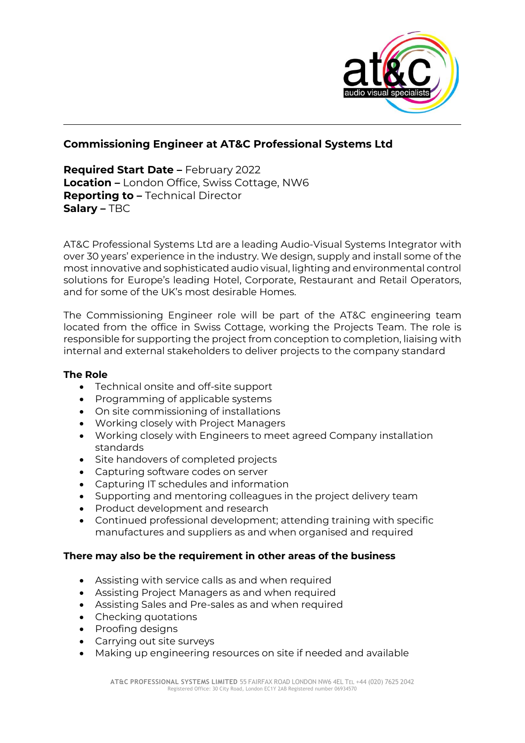## Commissioning Engineer at AT&C Professional Systems Ltd

**Required Start Date –** February 2022
**Location –** London Office, Swiss Cottage, NW6
**Reporting to –** Technical Director
**Salary –** TBC

AT&C Professional Systems Ltd are a leading Audio-Visual Systems Integrator with over 30 years' experience in the industry. We design, supply and install some of the most innovative and sophisticated audio visual, lighting and environmental control solutions for Europe's leading Hotel, Corporate, Restaurant and Retail Operators, and for some of the UK's most desirable Homes.

The Commissioning Engineer role will be part of the AT&C engineering team located from the office in Swiss Cottage, working the Projects Team. The role is responsible for supporting the project from conception to completion, liaising with internal and external stakeholders to deliver projects to the company standard

### The Role

- Technical onsite and off-site support
- Programming of applicable systems
- On site commissioning of installations
- Working closely with Project Managers
- Working closely with Engineers to meet agreed Company installation standards
- Site handovers of completed projects
- Capturing software codes on server
- Capturing IT schedules and information
- Supporting and mentoring colleagues in the project delivery team
- Product development and research
- Continued professional development; attending training with specific manufactures and suppliers as and when organised and required

### There may also be the requirement in other areas of the business

- Assisting with service calls as and when required
- Assisting Project Managers as and when required
- Assisting Sales and Pre-sales as and when required
- Checking quotations
- Proofing designs
- Carrying out site surveys
- Making up engineering resources on site if needed and available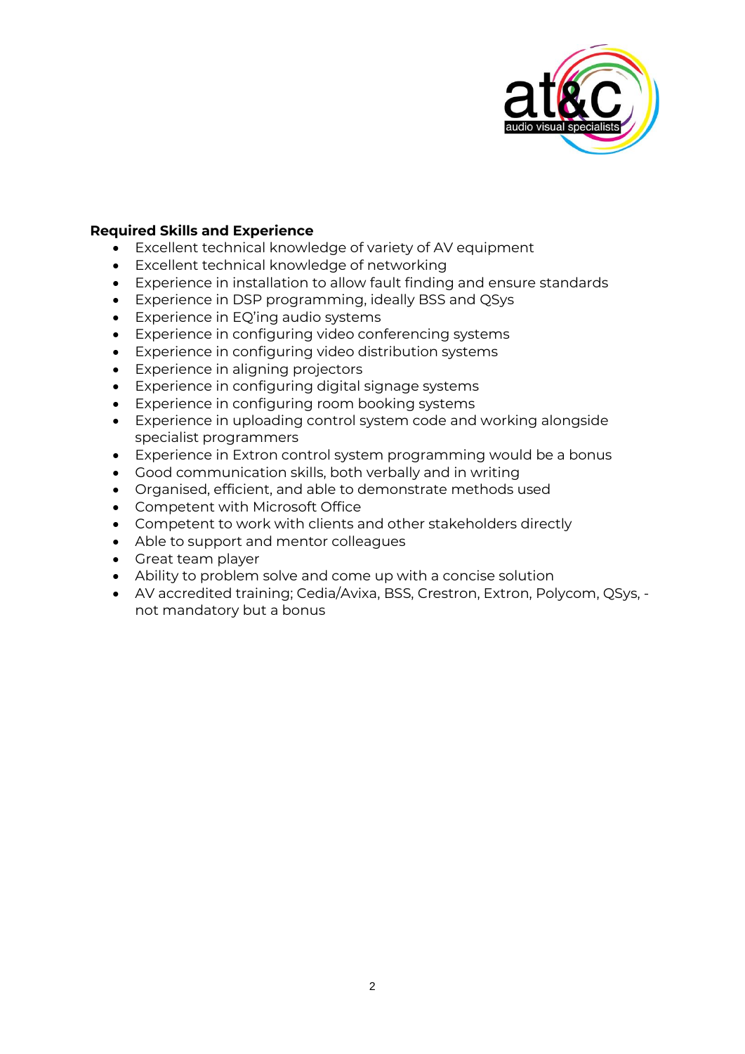**Required Skills and Experience**

- Excellent technical knowledge of variety of AV equipment
- Excellent technical knowledge of networking
- Experience in installation to allow fault finding and ensure standards
- Experience in DSP programming, ideally BSS and QSys
- Experience in EQ'ing audio systems
- Experience in configuring video conferencing systems
- Experience in configuring video distribution systems
- Experience in aligning projectors
- Experience in configuring digital signage systems
- Experience in configuring room booking systems
- Experience in uploading control system code and working alongside specialist programmers
- Experience in Extron control system programming would be a bonus
- Good communication skills, both verbally and in writing
- Organised, efficient, and able to demonstrate methods used
- Competent with Microsoft Office
- Competent to work with clients and other stakeholders directly
- Able to support and mentor colleagues
- Great team player
- Ability to problem solve and come up with a concise solution
- AV accredited training; Cedia/Avixa, BSS, Crestron, Extron, Polycom, QSys, - not mandatory but a bonus